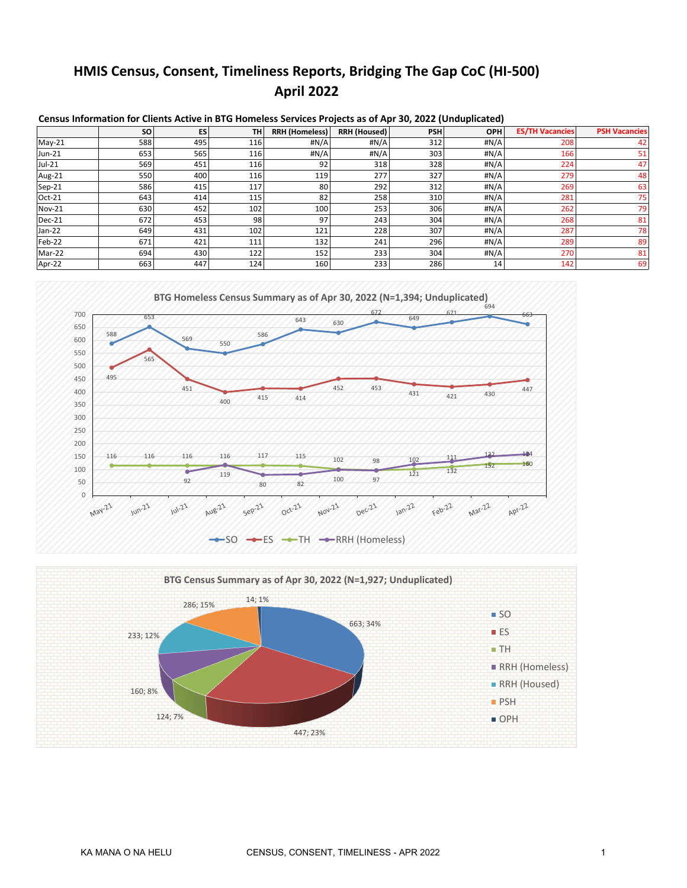# HMIS Census, Consent, Timeliness Reports, Bridging The Gap CoC (HI-500)
# April 2022

**Census Information for Clients Active in BTG Homeless Services Projects as of Apr 30, 2022 (Unduplicated)**

| | SO | ES | TH | RRH (Homeless) | RRH (Housed) | PSH | OPH | ES/TH Vacancies | PSH Vacancies |
|---|---|---|---|---|---|---|---|---|---|
| May-21 | 588 | 495 | 116 | #N/A | #N/A | 312 | #N/A | 208 | 42 |
| Jun-21 | 653 | 565 | 116 | #N/A | #N/A | 303 | #N/A | 166 | 51 |
| Jul-21 | 569 | 451 | 116 | 92 | 318 | 328 | #N/A | 224 | 47 |
| Aug-21 | 550 | 400 | 116 | 119 | 277 | 327 | #N/A | 279 | 48 |
| Sep-21 | 586 | 415 | 117 | 80 | 292 | 312 | #N/A | 269 | 63 |
| Oct-21 | 643 | 414 | 115 | 82 | 258 | 310 | #N/A | 281 | 75 |
| Nov-21 | 630 | 452 | 102 | 100 | 253 | 306 | #N/A | 262 | 79 |
| Dec-21 | 672 | 453 | 98 | 97 | 243 | 304 | #N/A | 268 | 81 |
| Jan-22 | 649 | 431 | 102 | 121 | 228 | 307 | #N/A | 287 | 78 |
| Feb-22 | 671 | 421 | 111 | 132 | 241 | 296 | #N/A | 289 | 89 |
| Mar-22 | 694 | 430 | 122 | 152 | 233 | 304 | #N/A | 270 | 81 |
| Apr-22 | 663 | 447 | 124 | 160 | 233 | 286 | 14 | 142 | 69 |

**BTG Homeless Census Summary as of Apr 30, 2022 (N=1,394; Unduplicated)**

| | SO | ES | TH | RRH (Homeless) |
|---|---|---|---|---|
| May-21 | 588 | 495 | 116 | |
| Jun-21 | 653 | 565 | 116 | |
| Jul-21 | 569 | 451 | 116 | 92 |
| Aug-21 | 550 | 400 | 116 | 119 |
| Sep-21 | 586 | 415 | 117 | 80 |
| Oct-21 | 643 | 414 | 115 | 82 |
| Nov-21 | 630 | 452 | 102 | 100 |
| Dec-21 | 672 | 453 | 98 | 97 |
| Jan-22 | 649 | 431 | 102 | 121 |
| Feb-22 | 671 | 421 | 111 | 132 |
| Mar-22 | 694 | 430 | 122 | 152 |
| Apr-22 | 663 | 447 | 124 | 160 |

**BTG Census Summary as of Apr 30, 2022 (N=1,927; Unduplicated)**

| Category | Count; % |
|---|---|
| SO | 663; 34% |
| ES | 447; 23% |
| TH | 124; 7% |
| RRH (Homeless) | 160; 8% |
| RRH (Housed) | 233; 12% |
| PSH | 286; 15% |
| OPH | 14; 1% |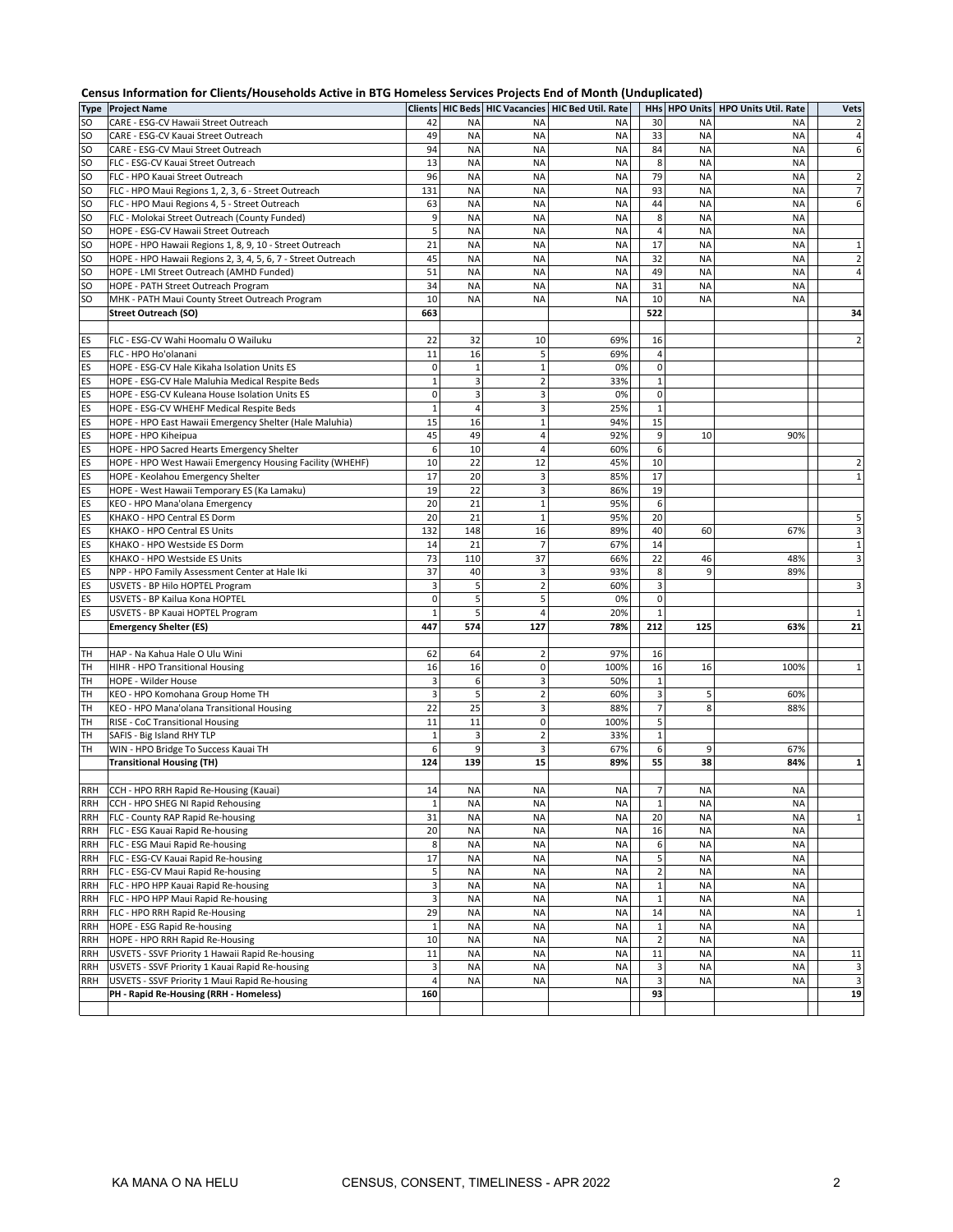**Census Information for Clients/Households Active in BTG Homeless Services Projects End of Month (Unduplicated)**

| Type | Project Name | Clients | HIC Beds | HIC Vacancies | HIC Bed Util. Rate | HHs | HPO Units | HPO Units Util. Rate | Vets |
|---|---|---|---|---|---|---|---|---|---|
| SO | CARE - ESG-CV Hawaii Street Outreach | 42 | NA | NA | NA | 30 | NA | NA | 2 |
| SO | CARE - ESG-CV Kauai Street Outreach | 49 | NA | NA | NA | 33 | NA | NA | 4 |
| SO | CARE - ESG-CV Maui Street Outreach | 94 | NA | NA | NA | 84 | NA | NA | 6 |
| SO | FLC - ESG-CV Kauai Street Outreach | 13 | NA | NA | NA | 8 | NA | NA | |
| SO | FLC - HPO Kauai Street Outreach | 96 | NA | NA | NA | 79 | NA | NA | 2 |
| SO | FLC - HPO Maui Regions 1, 2, 3, 6 - Street Outreach | 131 | NA | NA | NA | 93 | NA | NA | 7 |
| SO | FLC - HPO Maui Regions 4, 5 - Street Outreach | 63 | NA | NA | NA | 44 | NA | NA | 6 |
| SO | FLC - Molokai Street Outreach (County Funded) | 9 | NA | NA | NA | 8 | NA | NA | |
| SO | HOPE - ESG-CV Hawaii Street Outreach | 5 | NA | NA | NA | 4 | NA | NA | |
| SO | HOPE - HPO Hawaii Regions 1, 8, 9, 10 - Street Outreach | 21 | NA | NA | NA | 17 | NA | NA | 1 |
| SO | HOPE - HPO Hawaii Regions 2, 3, 4, 5, 6, 7 - Street Outreach | 45 | NA | NA | NA | 32 | NA | NA | 2 |
| SO | HOPE - LMI Street Outreach (AMHD Funded) | 51 | NA | NA | NA | 49 | NA | NA | 4 |
| SO | HOPE - PATH Street Outreach Program | 34 | NA | NA | NA | 31 | NA | NA | |
| SO | MHK - PATH Maui County Street Outreach Program | 10 | NA | NA | NA | 10 | NA | NA | |
| | **Street Outreach (SO)** | **663** | | | | **522** | | | **34** |
| | | | | | | | | | |
| ES | FLC - ESG-CV Wahi Hoomalu O Wailuku | 22 | 32 | 10 | 69% | 16 | | | 2 |
| ES | FLC - HPO Ho'olanani | 11 | 16 | 5 | 69% | 4 | | | |
| ES | HOPE - ESG-CV Hale Kikaha Isolation Units ES | 0 | 1 | 1 | 0% | 0 | | | |
| ES | HOPE - ESG-CV Hale Maluhia Medical Respite Beds | 1 | 3 | 2 | 33% | 1 | | | |
| ES | HOPE - ESG-CV Kuleana House Isolation Units ES | 0 | 3 | 3 | 0% | 0 | | | |
| ES | HOPE - ESG-CV WHEHF Medical Respite Beds | 1 | 4 | 3 | 25% | 1 | | | |
| ES | HOPE - HPO East Hawaii Emergency Shelter (Hale Maluhia) | 15 | 16 | 1 | 94% | 15 | | | |
| ES | HOPE - HPO Kiheipua | 45 | 49 | 4 | 92% | 9 | 10 | 90% | |
| ES | HOPE - HPO Sacred Hearts Emergency Shelter | 6 | 10 | 4 | 60% | 6 | | | |
| ES | HOPE - HPO West Hawaii Emergency Housing Facility (WHEHF) | 10 | 22 | 12 | 45% | 10 | | | 2 |
| ES | HOPE - Keolahou Emergency Shelter | 17 | 20 | 3 | 85% | 17 | | | 1 |
| ES | HOPE - West Hawaii Temporary ES (Ka Lamaku) | 19 | 22 | 3 | 86% | 19 | | | |
| ES | KEO - HPO Mana'olana Emergency | 20 | 21 | 1 | 95% | 6 | | | |
| ES | KHAKO - HPO Central ES Dorm | 20 | 21 | 1 | 95% | 20 | | | 5 |
| ES | KHAKO - HPO Central ES Units | 132 | 148 | 16 | 89% | 40 | 60 | 67% | 3 |
| ES | KHAKO - HPO Westside ES Dorm | 14 | 21 | 7 | 67% | 14 | | | 1 |
| ES | KHAKO - HPO Westside ES Units | 73 | 110 | 37 | 66% | 22 | 46 | 48% | 3 |
| ES | NPP - HPO Family Assessment Center at Hale Iki | 37 | 40 | 3 | 93% | 8 | 9 | 89% | |
| ES | USVETS - BP Hilo HOPTEL Program | 3 | 5 | 2 | 60% | 3 | | | 3 |
| ES | USVETS - BP Kailua Kona HOPTEL | 0 | 5 | 5 | 0% | 0 | | | |
| ES | USVETS - BP Kauai HOPTEL Program | 1 | 5 | 4 | 20% | 1 | | | 1 |
| | **Emergency Shelter (ES)** | **447** | **574** | **127** | **78%** | **212** | **125** | **63%** | **21** |
| | | | | | | | | | |
| TH | HAP - Na Kahua Hale O Ulu Wini | 62 | 64 | 2 | 97% | 16 | | | |
| TH | HIHR - HPO Transitional Housing | 16 | 16 | 0 | 100% | 16 | 16 | 100% | 1 |
| TH | HOPE - Wilder House | 3 | 6 | 3 | 50% | 1 | | | |
| TH | KEO - HPO Komohana Group Home TH | 3 | 5 | 2 | 60% | 3 | 5 | 60% | |
| TH | KEO - HPO Mana'olana Transitional Housing | 22 | 25 | 3 | 88% | 7 | 8 | 88% | |
| TH | RISE - CoC Transitional Housing | 11 | 11 | 0 | 100% | 5 | | | |
| TH | SAFIS - Big Island RHY TLP | 1 | 3 | 2 | 33% | 1 | | | |
| TH | WIN - HPO Bridge To Success Kauai TH | 6 | 9 | 3 | 67% | 6 | 9 | 67% | |
| | **Transitional Housing (TH)** | **124** | **139** | **15** | **89%** | **55** | **38** | **84%** | **1** |
| | | | | | | | | | |
| RRH | CCH - HPO RRH Rapid Re-Housing (Kauai) | 14 | NA | NA | NA | 7 | NA | NA | |
| RRH | CCH - HPO SHEG NI Rapid Rehousing | 1 | NA | NA | NA | 1 | NA | NA | |
| RRH | FLC - County RAP Rapid Re-housing | 31 | NA | NA | NA | 20 | NA | NA | 1 |
| RRH | FLC - ESG Kauai Rapid Re-housing | 20 | NA | NA | NA | 16 | NA | NA | |
| RRH | FLC - ESG Maui Rapid Re-housing | 8 | NA | NA | NA | 6 | NA | NA | |
| RRH | FLC - ESG-CV Kauai Rapid Re-housing | 17 | NA | NA | NA | 5 | NA | NA | |
| RRH | FLC - ESG-CV Maui Rapid Re-housing | 5 | NA | NA | NA | 2 | NA | NA | |
| RRH | FLC - HPO HPP Kauai Rapid Re-housing | 3 | NA | NA | NA | 1 | NA | NA | |
| RRH | FLC - HPO HPP Maui Rapid Re-housing | 3 | NA | NA | NA | 1 | NA | NA | |
| RRH | FLC - HPO RRH Rapid Re-Housing | 29 | NA | NA | NA | 14 | NA | NA | 1 |
| RRH | HOPE - ESG Rapid Re-housing | 1 | NA | NA | NA | 1 | NA | NA | |
| RRH | HOPE - HPO RRH Rapid Re-Housing | 10 | NA | NA | NA | 2 | NA | NA | |
| RRH | USVETS - SSVF Priority 1 Hawaii Rapid Re-housing | 11 | NA | NA | NA | 11 | NA | NA | 11 |
| RRH | USVETS - SSVF Priority 1 Kauai Rapid Re-housing | 3 | NA | NA | NA | 3 | NA | NA | 3 |
| RRH | USVETS - SSVF Priority 1 Maui Rapid Re-housing | 4 | NA | NA | NA | 3 | NA | NA | 3 |
| | **PH - Rapid Re-Housing (RRH - Homeless)** | **160** | | | | **93** | | | **19** |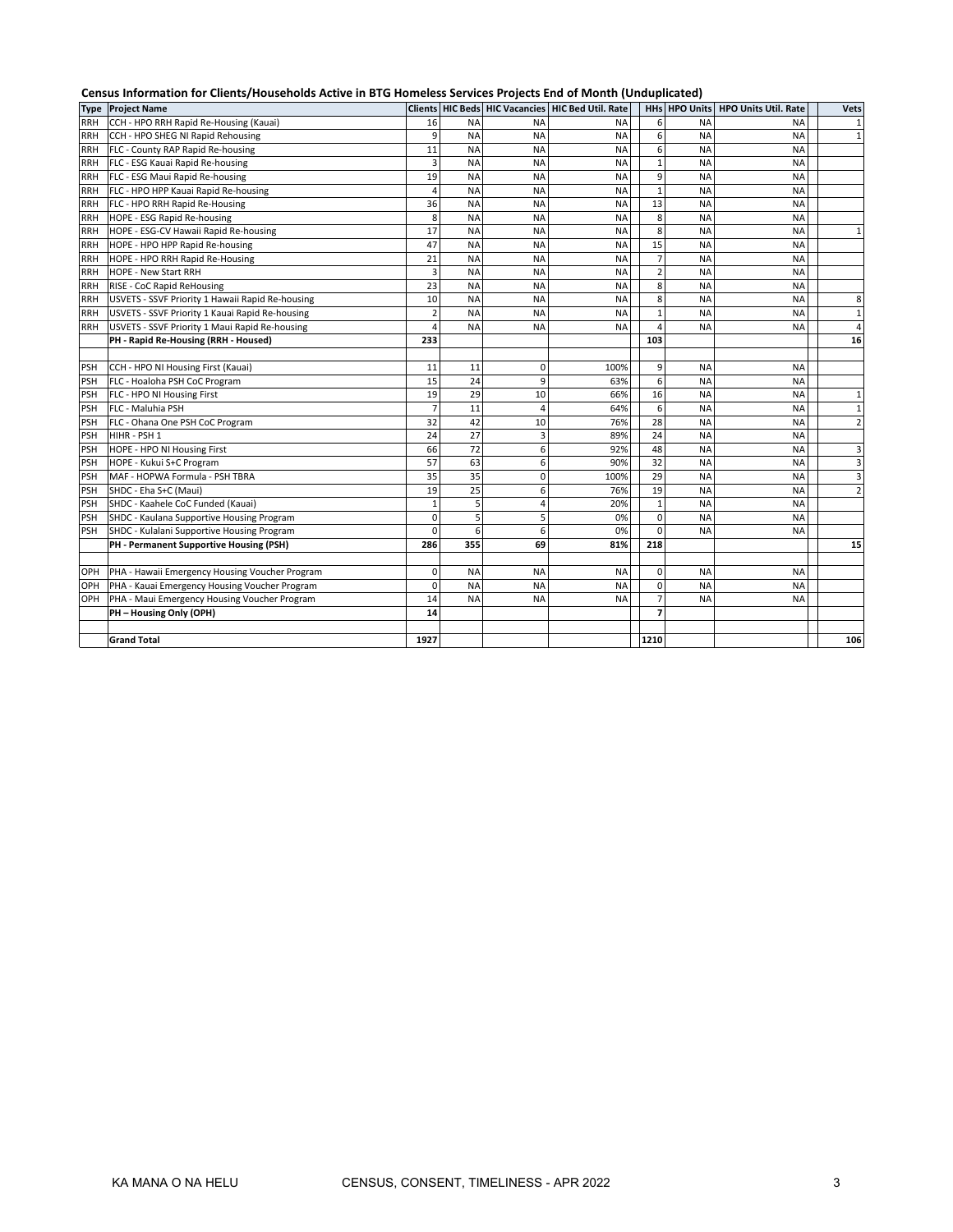**Census Information for Clients/Households Active in BTG Homeless Services Projects End of Month (Unduplicated)**

| Type | Project Name | Clients | HIC Beds | HIC Vacancies | HIC Bed Util. Rate | HHs | HPO Units | HPO Units Util. Rate | Vets |
|---|---|---|---|---|---|---|---|---|---|
| RRH | CCH - HPO RRH Rapid Re-Housing (Kauai) | 16 | NA | NA | NA | 6 | NA | NA | 1 |
| RRH | CCH - HPO SHEG NI Rapid Rehousing | 9 | NA | NA | NA | 6 | NA | NA | 1 |
| RRH | FLC - County RAP Rapid Re-housing | 11 | NA | NA | NA | 6 | NA | NA | |
| RRH | FLC - ESG Kauai Rapid Re-housing | 3 | NA | NA | NA | 1 | NA | NA | |
| RRH | FLC - ESG Maui Rapid Re-housing | 19 | NA | NA | NA | 9 | NA | NA | |
| RRH | FLC - HPO HPP Kauai Rapid Re-housing | 4 | NA | NA | NA | 1 | NA | NA | |
| RRH | FLC - HPO RRH Rapid Re-Housing | 36 | NA | NA | NA | 13 | NA | NA | |
| RRH | HOPE - ESG Rapid Re-housing | 8 | NA | NA | NA | 8 | NA | NA | |
| RRH | HOPE - ESG-CV Hawaii Rapid Re-housing | 17 | NA | NA | NA | 8 | NA | NA | 1 |
| RRH | HOPE - HPO HPP Rapid Re-housing | 47 | NA | NA | NA | 15 | NA | NA | |
| RRH | HOPE - HPO RRH Rapid Re-Housing | 21 | NA | NA | NA | 7 | NA | NA | |
| RRH | HOPE - New Start RRH | 3 | NA | NA | NA | 2 | NA | NA | |
| RRH | RISE - CoC Rapid ReHousing | 23 | NA | NA | NA | 8 | NA | NA | |
| RRH | USVETS - SSVF Priority 1 Hawaii Rapid Re-housing | 10 | NA | NA | NA | 8 | NA | NA | 8 |
| RRH | USVETS - SSVF Priority 1 Kauai Rapid Re-housing | 2 | NA | NA | NA | 1 | NA | NA | 1 |
| RRH | USVETS - SSVF Priority 1 Maui Rapid Re-housing | 4 | NA | NA | NA | 4 | NA | NA | 4 |
| | **PH - Rapid Re-Housing (RRH - Housed)** | **233** | | | | **103** | | | **16** |
| | | | | | | | | | |
| PSH | CCH - HPO NI Housing First (Kauai) | 11 | 11 | 0 | 100% | 9 | NA | NA | |
| PSH | FLC - Hoaloha PSH CoC Program | 15 | 24 | 9 | 63% | 6 | NA | NA | |
| PSH | FLC - HPO NI Housing First | 19 | 29 | 10 | 66% | 16 | NA | NA | 1 |
| PSH | FLC - Maluhia PSH | 7 | 11 | 4 | 64% | 6 | NA | NA | 1 |
| PSH | FLC - Ohana One PSH CoC Program | 32 | 42 | 10 | 76% | 28 | NA | NA | 2 |
| PSH | HIHR - PSH 1 | 24 | 27 | 3 | 89% | 24 | NA | NA | |
| PSH | HOPE - HPO NI Housing First | 66 | 72 | 6 | 92% | 48 | NA | NA | 3 |
| PSH | HOPE - Kukui S+C Program | 57 | 63 | 6 | 90% | 32 | NA | NA | 3 |
| PSH | MAF - HOPWA Formula - PSH TBRA | 35 | 35 | 0 | 100% | 29 | NA | NA | 3 |
| PSH | SHDC - Eha S+C (Maui) | 19 | 25 | 6 | 76% | 19 | NA | NA | 2 |
| PSH | SHDC - Kaahele CoC Funded (Kauai) | 1 | 5 | 4 | 20% | 1 | NA | NA | |
| PSH | SHDC - Kaulana Supportive Housing Program | 0 | 5 | 5 | 0% | 0 | NA | NA | |
| PSH | SHDC - Kulalani Supportive Housing Program | 0 | 6 | 6 | 0% | 0 | NA | NA | |
| | **PH - Permanent Supportive Housing (PSH)** | **286** | **355** | **69** | **81%** | **218** | | | **15** |
| | | | | | | | | | |
| OPH | PHA - Hawaii Emergency Housing Voucher Program | 0 | NA | NA | NA | 0 | NA | NA | |
| OPH | PHA - Kauai Emergency Housing Voucher Program | 0 | NA | NA | NA | 0 | NA | NA | |
| OPH | PHA - Maui Emergency Housing Voucher Program | 14 | NA | NA | NA | 7 | NA | NA | |
| | **PH – Housing Only (OPH)** | **14** | | | | **7** | | | |
| | | | | | | | | | |
| | **Grand Total** | **1927** | | | | **1210** | | | **106** |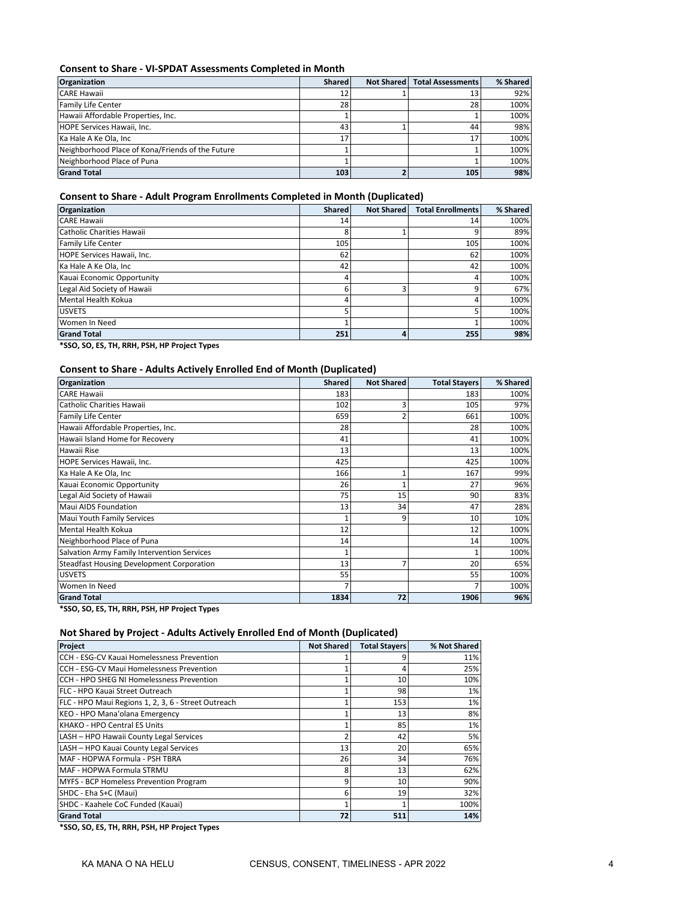### Consent to Share - VI-SPDAT Assessments Completed in Month

| Organization | Shared | Not Shared | Total Assessments | % Shared |
|---|---|---|---|---|
| CARE Hawaii | 12 | 1 | 13 | 92% |
| Family Life Center | 28 | | 28 | 100% |
| Hawaii Affordable Properties, Inc. | 1 | | 1 | 100% |
| HOPE Services Hawaii, Inc. | 43 | 1 | 44 | 98% |
| Ka Hale A Ke Ola, Inc | 17 | | 17 | 100% |
| Neighborhood Place of Kona/Friends of the Future | 1 | | 1 | 100% |
| Neighborhood Place of Puna | 1 | | 1 | 100% |
| **Grand Total** | **103** | **2** | **105** | **98%** |

### Consent to Share - Adult Program Enrollments Completed in Month (Duplicated)

| Organization | Shared | Not Shared | Total Enrollments | % Shared |
|---|---|---|---|---|
| CARE Hawaii | 14 | | 14 | 100% |
| Catholic Charities Hawaii | 8 | 1 | 9 | 89% |
| Family Life Center | 105 | | 105 | 100% |
| HOPE Services Hawaii, Inc. | 62 | | 62 | 100% |
| Ka Hale A Ke Ola, Inc | 42 | | 42 | 100% |
| Kauai Economic Opportunity | 4 | | 4 | 100% |
| Legal Aid Society of Hawaii | 6 | 3 | 9 | 67% |
| Mental Health Kokua | 4 | | 4 | 100% |
| USVETS | 5 | | 5 | 100% |
| Women In Need | 1 | | 1 | 100% |
| **Grand Total** | **251** | **4** | **255** | **98%** |

**\*SSO, SO, ES, TH, RRH, PSH, HP Project Types**

### Consent to Share - Adults Actively Enrolled End of Month (Duplicated)

| Organization | Shared | Not Shared | Total Stayers | % Shared |
|---|---|---|---|---|
| CARE Hawaii | 183 | | 183 | 100% |
| Catholic Charities Hawaii | 102 | 3 | 105 | 97% |
| Family Life Center | 659 | 2 | 661 | 100% |
| Hawaii Affordable Properties, Inc. | 28 | | 28 | 100% |
| Hawaii Island Home for Recovery | 41 | | 41 | 100% |
| Hawaii Rise | 13 | | 13 | 100% |
| HOPE Services Hawaii, Inc. | 425 | | 425 | 100% |
| Ka Hale A Ke Ola, Inc | 166 | 1 | 167 | 99% |
| Kauai Economic Opportunity | 26 | 1 | 27 | 96% |
| Legal Aid Society of Hawaii | 75 | 15 | 90 | 83% |
| Maui AIDS Foundation | 13 | 34 | 47 | 28% |
| Maui Youth Family Services | 1 | 9 | 10 | 10% |
| Mental Health Kokua | 12 | | 12 | 100% |
| Neighborhood Place of Puna | 14 | | 14 | 100% |
| Salvation Army Family Intervention Services | 1 | | 1 | 100% |
| Steadfast Housing Development Corporation | 13 | 7 | 20 | 65% |
| USVETS | 55 | | 55 | 100% |
| Women In Need | 7 | | 7 | 100% |
| **Grand Total** | **1834** | **72** | **1906** | **96%** |

**\*SSO, SO, ES, TH, RRH, PSH, HP Project Types**

### Not Shared by Project - Adults Actively Enrolled End of Month (Duplicated)

| Project | Not Shared | Total Stayers | % Not Shared |
|---|---|---|---|
| CCH - ESG-CV Kauai Homelessness Prevention | 1 | 9 | 11% |
| CCH - ESG-CV Maui Homelessness Prevention | 1 | 4 | 25% |
| CCH - HPO SHEG NI Homelessness Prevention | 1 | 10 | 10% |
| FLC - HPO Kauai Street Outreach | 1 | 98 | 1% |
| FLC - HPO Maui Regions 1, 2, 3, 6 - Street Outreach | 1 | 153 | 1% |
| KEO - HPO Mana'olana Emergency | 1 | 13 | 8% |
| KHAKO - HPO Central ES Units | 1 | 85 | 1% |
| LASH – HPO Hawaii County Legal Services | 2 | 42 | 5% |
| LASH – HPO Kauai County Legal Services | 13 | 20 | 65% |
| MAF - HOPWA Formula - PSH TBRA | 26 | 34 | 76% |
| MAF - HOPWA Formula STRMU | 8 | 13 | 62% |
| MYFS - BCP Homeless Prevention Program | 9 | 10 | 90% |
| SHDC - Eha S+C (Maui) | 6 | 19 | 32% |
| SHDC - Kaahele CoC Funded (Kauai) | 1 | 1 | 100% |
| **Grand Total** | **72** | **511** | **14%** |

**\*SSO, SO, ES, TH, RRH, PSH, HP Project Types**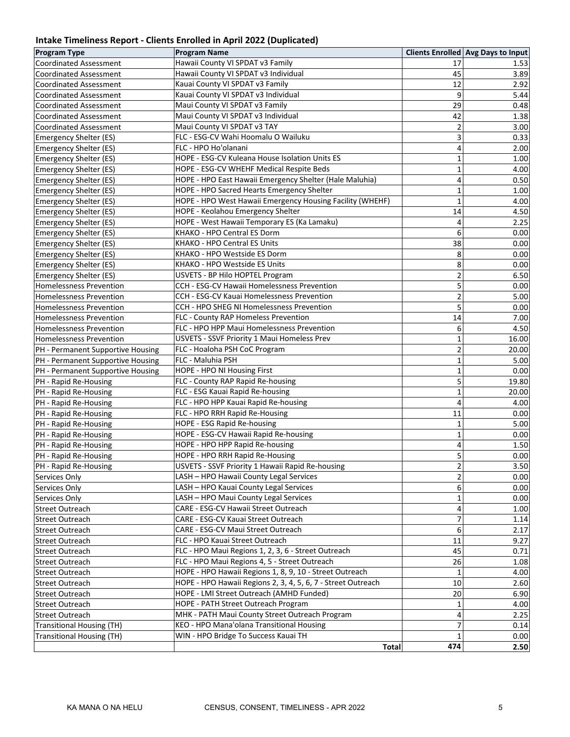## Intake Timeliness Report - Clients Enrolled in April 2022 (Duplicated)

| Program Type | Program Name | Clients Enrolled | Avg Days to Input |
|---|---|---|---|
| Coordinated Assessment | Hawaii County VI SPDAT v3 Family | 17 | 1.53 |
| Coordinated Assessment | Hawaii County VI SPDAT v3 Individual | 45 | 3.89 |
| Coordinated Assessment | Kauai County VI SPDAT v3 Family | 12 | 2.92 |
| Coordinated Assessment | Kauai County VI SPDAT v3 Individual | 9 | 5.44 |
| Coordinated Assessment | Maui County VI SPDAT v3 Family | 29 | 0.48 |
| Coordinated Assessment | Maui County VI SPDAT v3 Individual | 42 | 1.38 |
| Coordinated Assessment | Maui County VI SPDAT v3 TAY | 2 | 3.00 |
| Emergency Shelter (ES) | FLC - ESG-CV Wahi Hoomalu O Wailuku | 3 | 0.33 |
| Emergency Shelter (ES) | FLC - HPO Ho'olanani | 4 | 2.00 |
| Emergency Shelter (ES) | HOPE - ESG-CV Kuleana House Isolation Units ES | 1 | 1.00 |
| Emergency Shelter (ES) | HOPE - ESG-CV WHEHF Medical Respite Beds | 1 | 4.00 |
| Emergency Shelter (ES) | HOPE - HPO East Hawaii Emergency Shelter (Hale Maluhia) | 4 | 0.50 |
| Emergency Shelter (ES) | HOPE - HPO Sacred Hearts Emergency Shelter | 1 | 1.00 |
| Emergency Shelter (ES) | HOPE - HPO West Hawaii Emergency Housing Facility (WHEHF) | 1 | 4.00 |
| Emergency Shelter (ES) | HOPE - Keolahou Emergency Shelter | 14 | 4.50 |
| Emergency Shelter (ES) | HOPE - West Hawaii Temporary ES (Ka Lamaku) | 4 | 2.25 |
| Emergency Shelter (ES) | KHAKO - HPO Central ES Dorm | 6 | 0.00 |
| Emergency Shelter (ES) | KHAKO - HPO Central ES Units | 38 | 0.00 |
| Emergency Shelter (ES) | KHAKO - HPO Westside ES Dorm | 8 | 0.00 |
| Emergency Shelter (ES) | KHAKO - HPO Westside ES Units | 8 | 0.00 |
| Emergency Shelter (ES) | USVETS - BP Hilo HOPTEL Program | 2 | 6.50 |
| Homelessness Prevention | CCH - ESG-CV Hawaii Homelessness Prevention | 5 | 0.00 |
| Homelessness Prevention | CCH - ESG-CV Kauai Homelessness Prevention | 2 | 5.00 |
| Homelessness Prevention | CCH - HPO SHEG NI Homelessness Prevention | 5 | 0.00 |
| Homelessness Prevention | FLC - County RAP Homeless Prevention | 14 | 7.00 |
| Homelessness Prevention | FLC - HPO HPP Maui Homelessness Prevention | 6 | 4.50 |
| Homelessness Prevention | USVETS - SSVF Priority 1 Maui Homeless Prev | 1 | 16.00 |
| PH - Permanent Supportive Housing | FLC - Hoaloha PSH CoC Program | 2 | 20.00 |
| PH - Permanent Supportive Housing | FLC - Maluhia PSH | 1 | 5.00 |
| PH - Permanent Supportive Housing | HOPE - HPO NI Housing First | 1 | 0.00 |
| PH - Rapid Re-Housing | FLC - County RAP Rapid Re-housing | 5 | 19.80 |
| PH - Rapid Re-Housing | FLC - ESG Kauai Rapid Re-housing | 1 | 20.00 |
| PH - Rapid Re-Housing | FLC - HPO HPP Kauai Rapid Re-housing | 4 | 4.00 |
| PH - Rapid Re-Housing | FLC - HPO RRH Rapid Re-Housing | 11 | 0.00 |
| PH - Rapid Re-Housing | HOPE - ESG Rapid Re-housing | 1 | 5.00 |
| PH - Rapid Re-Housing | HOPE - ESG-CV Hawaii Rapid Re-housing | 1 | 0.00 |
| PH - Rapid Re-Housing | HOPE - HPO HPP Rapid Re-housing | 4 | 1.50 |
| PH - Rapid Re-Housing | HOPE - HPO RRH Rapid Re-Housing | 5 | 0.00 |
| PH - Rapid Re-Housing | USVETS - SSVF Priority 1 Hawaii Rapid Re-housing | 2 | 3.50 |
| Services Only | LASH – HPO Hawaii County Legal Services | 2 | 0.00 |
| Services Only | LASH – HPO Kauai County Legal Services | 6 | 0.00 |
| Services Only | LASH – HPO Maui County Legal Services | 1 | 0.00 |
| Street Outreach | CARE - ESG-CV Hawaii Street Outreach | 4 | 1.00 |
| Street Outreach | CARE - ESG-CV Kauai Street Outreach | 7 | 1.14 |
| Street Outreach | CARE - ESG-CV Maui Street Outreach | 6 | 2.17 |
| Street Outreach | FLC - HPO Kauai Street Outreach | 11 | 9.27 |
| Street Outreach | FLC - HPO Maui Regions 1, 2, 3, 6 - Street Outreach | 45 | 0.71 |
| Street Outreach | FLC - HPO Maui Regions 4, 5 - Street Outreach | 26 | 1.08 |
| Street Outreach | HOPE - HPO Hawaii Regions 1, 8, 9, 10 - Street Outreach | 1 | 4.00 |
| Street Outreach | HOPE - HPO Hawaii Regions 2, 3, 4, 5, 6, 7 - Street Outreach | 10 | 2.60 |
| Street Outreach | HOPE - LMI Street Outreach (AMHD Funded) | 20 | 6.90 |
| Street Outreach | HOPE - PATH Street Outreach Program | 1 | 4.00 |
| Street Outreach | MHK - PATH Maui County Street Outreach Program | 4 | 2.25 |
| Transitional Housing (TH) | KEO - HPO Mana'olana Transitional Housing | 7 | 0.14 |
| Transitional Housing (TH) | WIN - HPO Bridge To Success Kauai TH | 1 | 0.00 |
| | **Total** | **474** | **2.50** |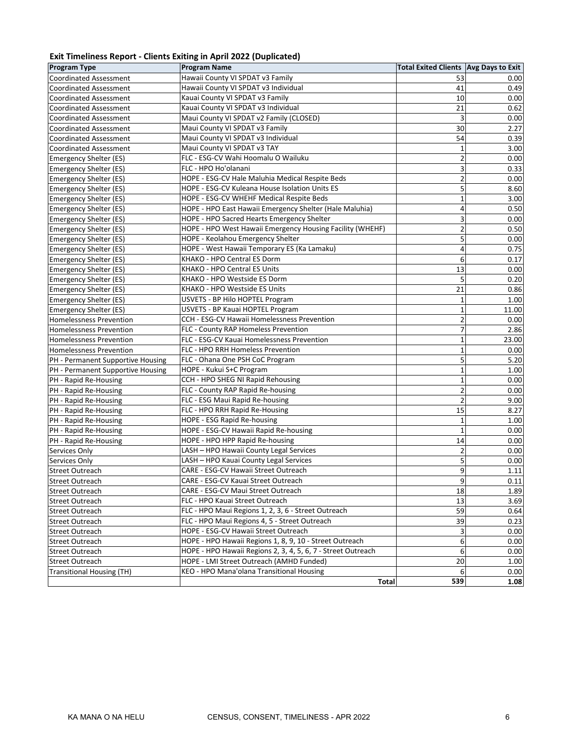## Exit Timeliness Report - Clients Exiting in April 2022 (Duplicated)

| Program Type | Program Name | Total Exited Clients | Avg Days to Exit |
|---|---|---|---|
| Coordinated Assessment | Hawaii County VI SPDAT v3 Family | 53 | 0.00 |
| Coordinated Assessment | Hawaii County VI SPDAT v3 Individual | 41 | 0.49 |
| Coordinated Assessment | Kauai County VI SPDAT v3 Family | 10 | 0.00 |
| Coordinated Assessment | Kauai County VI SPDAT v3 Individual | 21 | 0.62 |
| Coordinated Assessment | Maui County VI SPDAT v2 Family (CLOSED) | 3 | 0.00 |
| Coordinated Assessment | Maui County VI SPDAT v3 Family | 30 | 2.27 |
| Coordinated Assessment | Maui County VI SPDAT v3 Individual | 54 | 0.39 |
| Coordinated Assessment | Maui County VI SPDAT v3 TAY | 1 | 3.00 |
| Emergency Shelter (ES) | FLC - ESG-CV Wahi Hoomalu O Wailuku | 2 | 0.00 |
| Emergency Shelter (ES) | FLC - HPO Ho'olanani | 3 | 0.33 |
| Emergency Shelter (ES) | HOPE - ESG-CV Hale Maluhia Medical Respite Beds | 2 | 0.00 |
| Emergency Shelter (ES) | HOPE - ESG-CV Kuleana House Isolation Units ES | 5 | 8.60 |
| Emergency Shelter (ES) | HOPE - ESG-CV WHEHF Medical Respite Beds | 1 | 3.00 |
| Emergency Shelter (ES) | HOPE - HPO East Hawaii Emergency Shelter (Hale Maluhia) | 4 | 0.50 |
| Emergency Shelter (ES) | HOPE - HPO Sacred Hearts Emergency Shelter | 3 | 0.00 |
| Emergency Shelter (ES) | HOPE - HPO West Hawaii Emergency Housing Facility (WHEHF) | 2 | 0.50 |
| Emergency Shelter (ES) | HOPE - Keolahou Emergency Shelter | 5 | 0.00 |
| Emergency Shelter (ES) | HOPE - West Hawaii Temporary ES (Ka Lamaku) | 4 | 0.75 |
| Emergency Shelter (ES) | KHAKO - HPO Central ES Dorm | 6 | 0.17 |
| Emergency Shelter (ES) | KHAKO - HPO Central ES Units | 13 | 0.00 |
| Emergency Shelter (ES) | KHAKO - HPO Westside ES Dorm | 5 | 0.20 |
| Emergency Shelter (ES) | KHAKO - HPO Westside ES Units | 21 | 0.86 |
| Emergency Shelter (ES) | USVETS - BP Hilo HOPTEL Program | 1 | 1.00 |
| Emergency Shelter (ES) | USVETS - BP Kauai HOPTEL Program | 1 | 11.00 |
| Homelessness Prevention | CCH - ESG-CV Hawaii Homelessness Prevention | 2 | 0.00 |
| Homelessness Prevention | FLC - County RAP Homeless Prevention | 7 | 2.86 |
| Homelessness Prevention | FLC - ESG-CV Kauai Homelessness Prevention | 1 | 23.00 |
| Homelessness Prevention | FLC - HPO RRH Homeless Prevention | 1 | 0.00 |
| PH - Permanent Supportive Housing | FLC - Ohana One PSH CoC Program | 5 | 5.20 |
| PH - Permanent Supportive Housing | HOPE - Kukui S+C Program | 1 | 1.00 |
| PH - Rapid Re-Housing | CCH - HPO SHEG NI Rapid Rehousing | 1 | 0.00 |
| PH - Rapid Re-Housing | FLC - County RAP Rapid Re-housing | 2 | 0.00 |
| PH - Rapid Re-Housing | FLC - ESG Maui Rapid Re-housing | 2 | 9.00 |
| PH - Rapid Re-Housing | FLC - HPO RRH Rapid Re-Housing | 15 | 8.27 |
| PH - Rapid Re-Housing | HOPE - ESG Rapid Re-housing | 1 | 1.00 |
| PH - Rapid Re-Housing | HOPE - ESG-CV Hawaii Rapid Re-housing | 1 | 0.00 |
| PH - Rapid Re-Housing | HOPE - HPO HPP Rapid Re-housing | 14 | 0.00 |
| Services Only | LASH – HPO Hawaii County Legal Services | 2 | 0.00 |
| Services Only | LASH – HPO Kauai County Legal Services | 5 | 0.00 |
| Street Outreach | CARE - ESG-CV Hawaii Street Outreach | 9 | 1.11 |
| Street Outreach | CARE - ESG-CV Kauai Street Outreach | 9 | 0.11 |
| Street Outreach | CARE - ESG-CV Maui Street Outreach | 18 | 1.89 |
| Street Outreach | FLC - HPO Kauai Street Outreach | 13 | 3.69 |
| Street Outreach | FLC - HPO Maui Regions 1, 2, 3, 6 - Street Outreach | 59 | 0.64 |
| Street Outreach | FLC - HPO Maui Regions 4, 5 - Street Outreach | 39 | 0.23 |
| Street Outreach | HOPE - ESG-CV Hawaii Street Outreach | 3 | 0.00 |
| Street Outreach | HOPE - HPO Hawaii Regions 1, 8, 9, 10 - Street Outreach | 6 | 0.00 |
| Street Outreach | HOPE - HPO Hawaii Regions 2, 3, 4, 5, 6, 7 - Street Outreach | 6 | 0.00 |
| Street Outreach | HOPE - LMI Street Outreach (AMHD Funded) | 20 | 1.00 |
| Transitional Housing (TH) | KEO - HPO Mana'olana Transitional Housing | 6 | 0.00 |
| | **Total** | **539** | **1.08** |